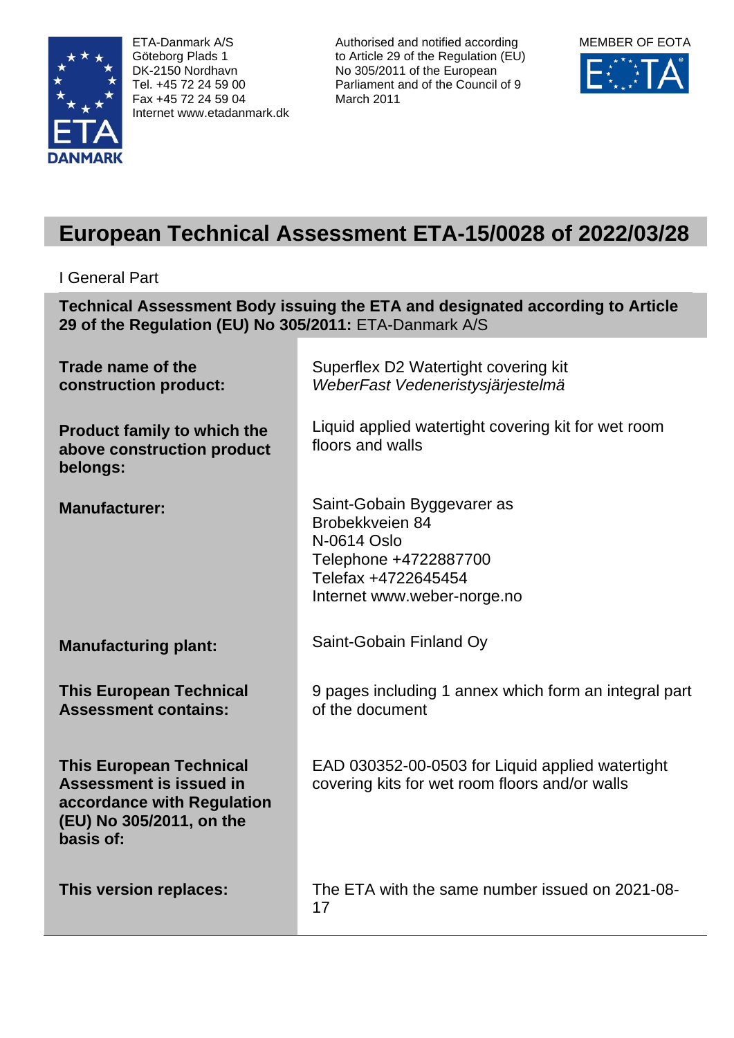ETA-Danmark A/S
Göteborg Plads 1
DK-2150 Nordhavn
Tel. +45 72 24 59 00
Fax +45 72 24 59 04
Internet www.etadanmark.dk

Authorised and notified according to Article 29 of the Regulation (EU) No 305/2011 of the European Parliament and of the Council of 9 March 2011

MEMBER OF EOTA

# European Technical Assessment ETA-15/0028 of 2022/03/28

I General Part

**Technical Assessment Body issuing the ETA and designated according to Article 29 of the Regulation (EU) No 305/2011:** ETA-Danmark A/S

| | |
|---|---|
| **Trade name of the construction product:** | Superflex D2 Watertight covering kit<br>*WeberFast Vedeneristysjärjestelmä* |
| **Product family to which the above construction product belongs:** | Liquid applied watertight covering kit for wet room floors and walls |
| **Manufacturer:** | Saint-Gobain Byggevarer as<br>Brobekkveien 84<br>N-0614 Oslo<br>Telephone +4722887700<br>Telefax +4722645454<br>Internet www.weber-norge.no |
| **Manufacturing plant:** | Saint-Gobain Finland Oy |
| **This European Technical Assessment contains:** | 9 pages including 1 annex which form an integral part of the document |
| **This European Technical Assessment is issued in accordance with Regulation (EU) No 305/2011, on the basis of:** | EAD 030352-00-0503 for Liquid applied watertight covering kits for wet room floors and/or walls |
| **This version replaces:** | The ETA with the same number issued on 2021-08-17 |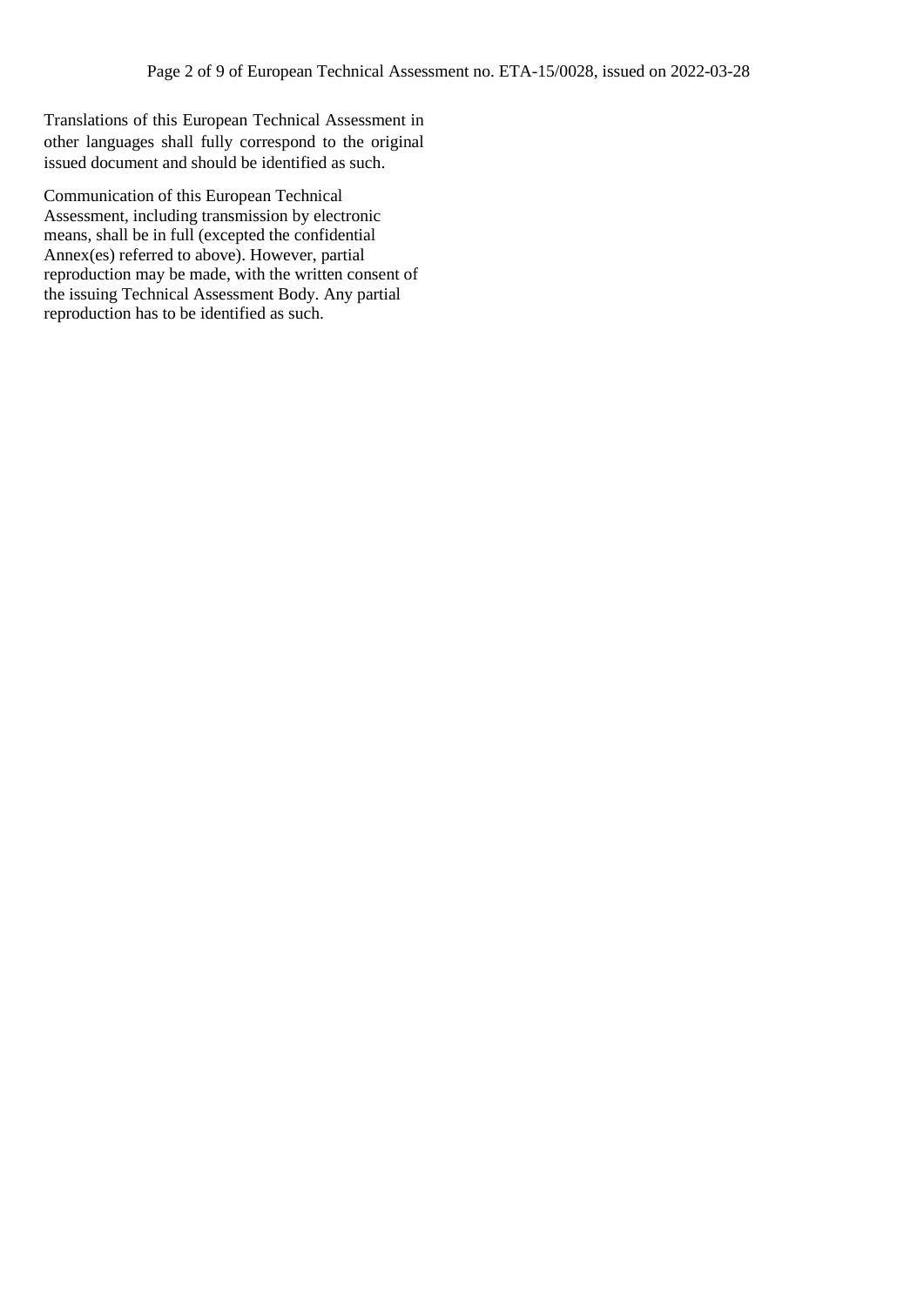Translations of this European Technical Assessment in other languages shall fully correspond to the original issued document and should be identified as such.

Communication of this European Technical Assessment, including transmission by electronic means, shall be in full (excepted the confidential Annex(es) referred to above). However, partial reproduction may be made, with the written consent of the issuing Technical Assessment Body. Any partial reproduction has to be identified as such.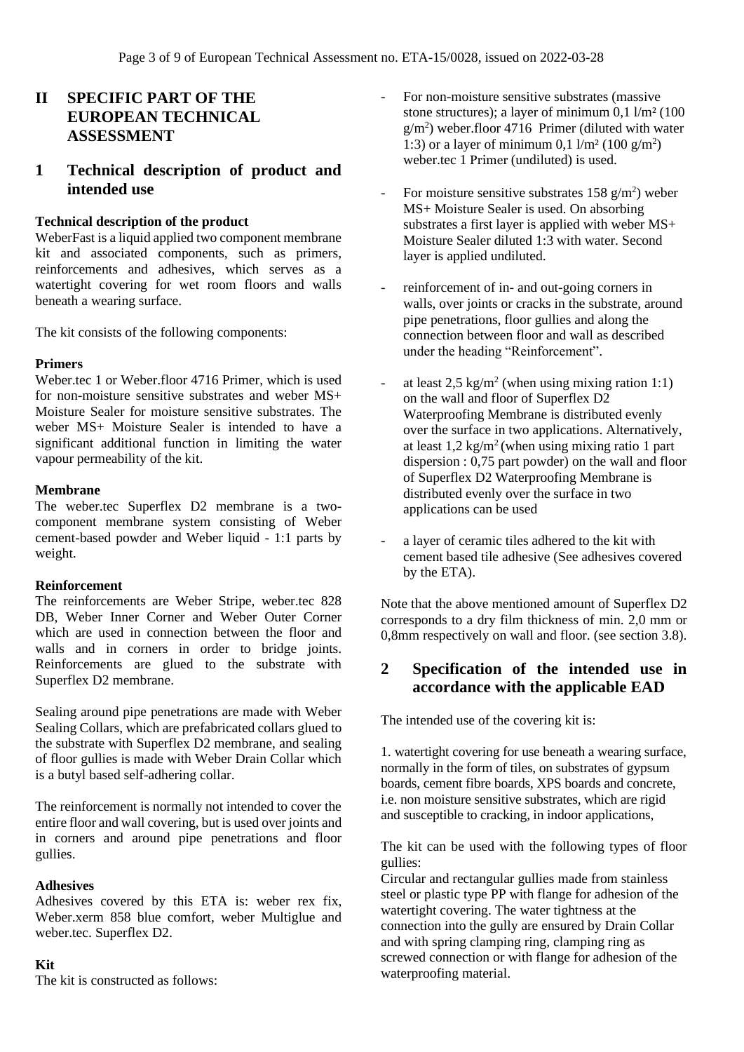# II SPECIFIC PART OF THE EUROPEAN TECHNICAL ASSESSMENT

## 1 Technical description of product and intended use

**Technical description of the product**

WeberFast is a liquid applied two component membrane kit and associated components, such as primers, reinforcements and adhesives, which serves as a watertight covering for wet room floors and walls beneath a wearing surface.

The kit consists of the following components:

**Primers**

Weber.tec 1 or Weber.floor 4716 Primer, which is used for non-moisture sensitive substrates and weber MS+ Moisture Sealer for moisture sensitive substrates. The weber MS+ Moisture Sealer is intended to have a significant additional function in limiting the water vapour permeability of the kit.

**Membrane**

The weber.tec Superflex D2 membrane is a two-component membrane system consisting of Weber cement-based powder and Weber liquid - 1:1 parts by weight.

**Reinforcement**

The reinforcements are Weber Stripe, weber.tec 828 DB, Weber Inner Corner and Weber Outer Corner which are used in connection between the floor and walls and in corners in order to bridge joints. Reinforcements are glued to the substrate with Superflex D2 membrane.

Sealing around pipe penetrations are made with Weber Sealing Collars, which are prefabricated collars glued to the substrate with Superflex D2 membrane, and sealing of floor gullies is made with Weber Drain Collar which is a butyl based self-adhering collar.

The reinforcement is normally not intended to cover the entire floor and wall covering, but is used over joints and in corners and around pipe penetrations and floor gullies.

**Adhesives**

Adhesives covered by this ETA is: weber rex fix, Weber.xerm 858 blue comfort, weber Multiglue and weber.tec. Superflex D2.

**Kit**

The kit is constructed as follows:

- For non-moisture sensitive substrates (massive stone structures); a layer of minimum 0,1 l/m² (100 g/m$^2$) weber.floor 4716 Primer (diluted with water 1:3) or a layer of minimum 0,1 l/m² (100 g/m$^2$) weber.tec 1 Primer (undiluted) is used.
- For moisture sensitive substrates 158 g/m$^2$) weber MS+ Moisture Sealer is used. On absorbing substrates a first layer is applied with weber MS+ Moisture Sealer diluted 1:3 with water. Second layer is applied undiluted.
- reinforcement of in- and out-going corners in walls, over joints or cracks in the substrate, around pipe penetrations, floor gullies and along the connection between floor and wall as described under the heading "Reinforcement".
- at least 2,5 kg/m$^2$ (when using mixing ration 1:1) on the wall and floor of Superflex D2 Waterproofing Membrane is distributed evenly over the surface in two applications. Alternatively, at least 1,2 kg/m$^2$ (when using mixing ratio 1 part dispersion : 0,75 part powder) on the wall and floor of Superflex D2 Waterproofing Membrane is distributed evenly over the surface in two applications can be used
- a layer of ceramic tiles adhered to the kit with cement based tile adhesive (See adhesives covered by the ETA).

Note that the above mentioned amount of Superflex D2 corresponds to a dry film thickness of min. 2,0 mm or 0,8mm respectively on wall and floor. (see section 3.8).

## 2 Specification of the intended use in accordance with the applicable EAD

The intended use of the covering kit is:

1. watertight covering for use beneath a wearing surface, normally in the form of tiles, on substrates of gypsum boards, cement fibre boards, XPS boards and concrete, i.e. non moisture sensitive substrates, which are rigid and susceptible to cracking, in indoor applications,

The kit can be used with the following types of floor gullies:

Circular and rectangular gullies made from stainless steel or plastic type PP with flange for adhesion of the watertight covering. The water tightness at the connection into the gully are ensured by Drain Collar and with spring clamping ring, clamping ring as screwed connection or with flange for adhesion of the waterproofing material.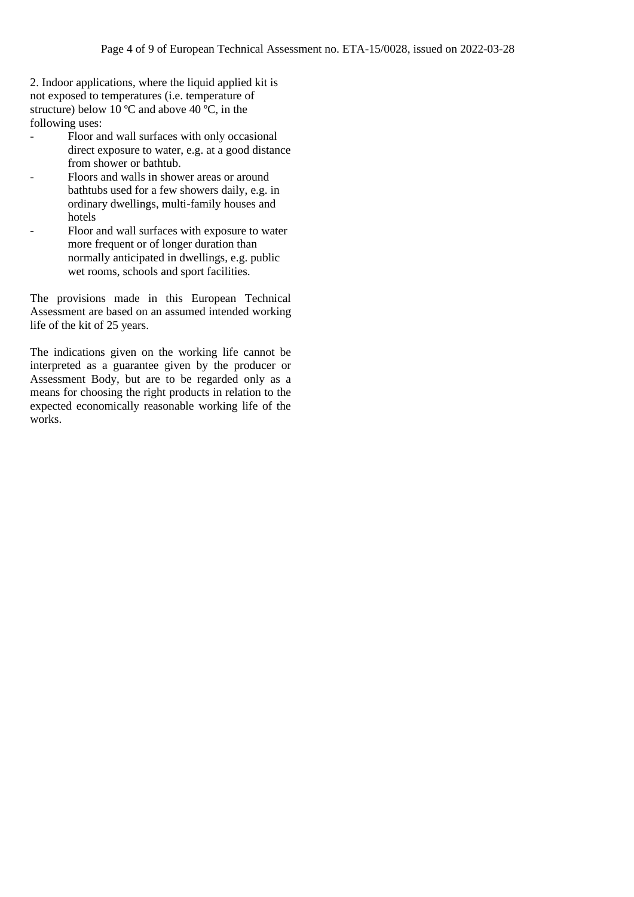2. Indoor applications, where the liquid applied kit is not exposed to temperatures (i.e. temperature of structure) below 10 ºC and above 40 ºC, in the following uses:

- Floor and wall surfaces with only occasional direct exposure to water, e.g. at a good distance from shower or bathtub.
- Floors and walls in shower areas or around bathtubs used for a few showers daily, e.g. in ordinary dwellings, multi-family houses and hotels
- Floor and wall surfaces with exposure to water more frequent or of longer duration than normally anticipated in dwellings, e.g. public wet rooms, schools and sport facilities.

The provisions made in this European Technical Assessment are based on an assumed intended working life of the kit of 25 years.

The indications given on the working life cannot be interpreted as a guarantee given by the producer or Assessment Body, but are to be regarded only as a means for choosing the right products in relation to the expected economically reasonable working life of the works.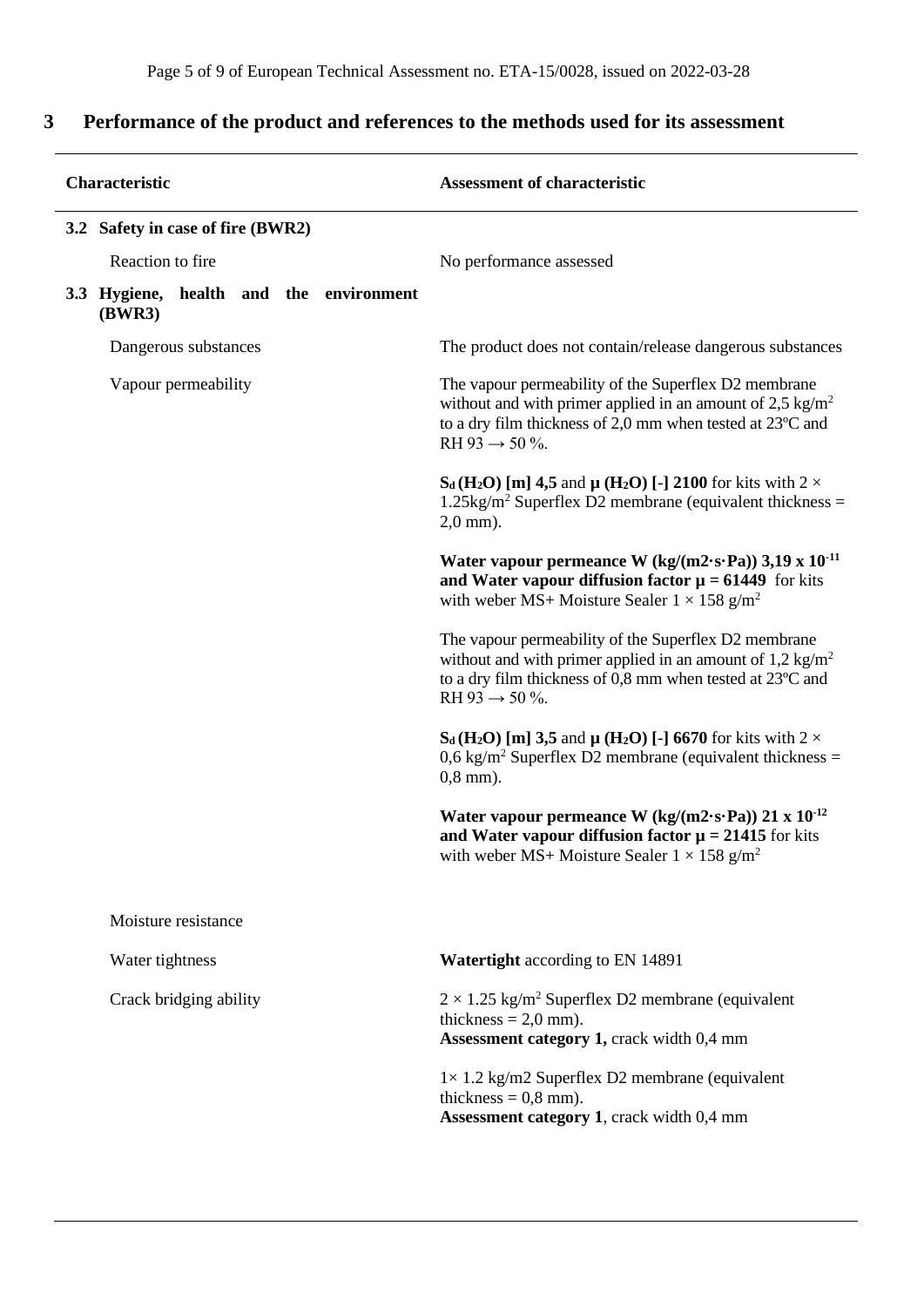## 3 Performance of the product and references to the methods used for its assessment

| Characteristic | Assessment of characteristic |
| --- | --- |
| **3.2 Safety in case of fire (BWR2)** | |
| Reaction to fire | No performance assessed |
| **3.3 Hygiene, health and the environment (BWR3)** | |
| Dangerous substances | The product does not contain/release dangerous substances |
| Vapour permeability | The vapour permeability of the Superflex D2 membrane without and with primer applied in an amount of 2,5 kg/m² to a dry film thickness of 2,0 mm when tested at 23ºC and RH 93 → 50 %.<br><br>**$S_d$ ($H_2O$) [m] 4,5** and **μ ($H_2O$) [-] 2100** for kits with 2 × 1.25kg/m² Superflex D2 membrane (equivalent thickness = 2,0 mm).<br><br>**Water vapour permeance W (kg/(m2·s·Pa)) 3,19 x $10^{-11}$ and Water vapour diffusion factor μ = 61449** for kits with weber MS+ Moisture Sealer 1 × 158 g/m²<br><br>The vapour permeability of the Superflex D2 membrane without and with primer applied in an amount of 1,2 kg/m² to a dry film thickness of 0,8 mm when tested at 23ºC and RH 93 → 50 %.<br><br>**$S_d$ ($H_2O$) [m] 3,5** and **μ ($H_2O$) [-] 6670** for kits with 2 × 0,6 kg/m² Superflex D2 membrane (equivalent thickness = 0,8 mm).<br><br>**Water vapour permeance W (kg/(m2·s·Pa)) 21 x $10^{-12}$ and Water vapour diffusion factor μ = 21415** for kits with weber MS+ Moisture Sealer 1 × 158 g/m² |
| Moisture resistance | |
| Water tightness | **Watertight** according to EN 14891 |
| Crack bridging ability | 2 × 1.25 kg/m² Superflex D2 membrane (equivalent thickness = 2,0 mm).<br>**Assessment category 1,** crack width 0,4 mm<br><br>1× 1.2 kg/m2 Superflex D2 membrane (equivalent thickness = 0,8 mm).<br>**Assessment category 1**, crack width 0,4 mm |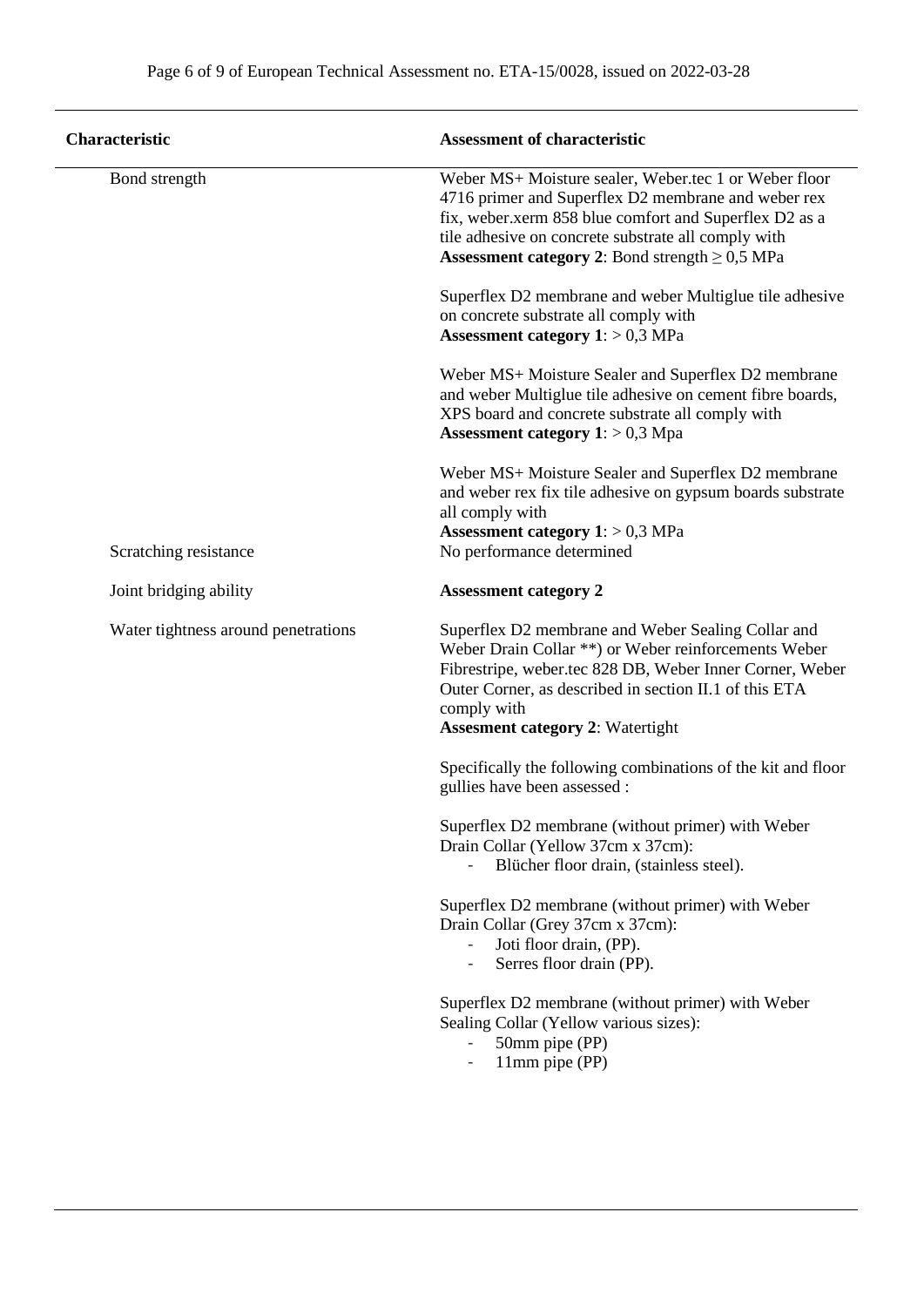| Characteristic | Assessment of characteristic |
|---|---|
| Bond strength | Weber MS+ Moisture sealer, Weber.tec 1 or Weber floor 4716 primer and Superflex D2 membrane and weber rex fix, weber.xerm 858 blue comfort and Superflex D2 as a tile adhesive on concrete substrate all comply with **Assessment category 2**: Bond strength ≥ 0,5 MPa<br><br>Superflex D2 membrane and weber Multiglue tile adhesive on concrete substrate all comply with **Assessment category 1**: > 0,3 MPa<br><br>Weber MS+ Moisture Sealer and Superflex D2 membrane and weber Multiglue tile adhesive on cement fibre boards, XPS board and concrete substrate all comply with **Assessment category 1**: > 0,3 Mpa<br><br>Weber MS+ Moisture Sealer and Superflex D2 membrane and weber rex fix tile adhesive on gypsum boards substrate all comply with **Assessment category 1**: > 0,3 MPa |
| Scratching resistance | No performance determined |
| Joint bridging ability | **Assessment category 2** |
| Water tightness around penetrations | Superflex D2 membrane and Weber Sealing Collar and Weber Drain Collar **) or Weber reinforcements Weber Fibrestripe, weber.tec 828 DB, Weber Inner Corner, Weber Outer Corner, as described in section II.1 of this ETA comply with **Assesment category 2**: Watertight<br><br>Specifically the following combinations of the kit and floor gullies have been assessed :<br><br>Superflex D2 membrane (without primer) with Weber Drain Collar (Yellow 37cm x 37cm):<br>- Blücher floor drain, (stainless steel).<br><br>Superflex D2 membrane (without primer) with Weber Drain Collar (Grey 37cm x 37cm):<br>- Joti floor drain, (PP).<br>- Serres floor drain (PP).<br><br>Superflex D2 membrane (without primer) with Weber Sealing Collar (Yellow various sizes):<br>- 50mm pipe (PP)<br>- 11mm pipe (PP) |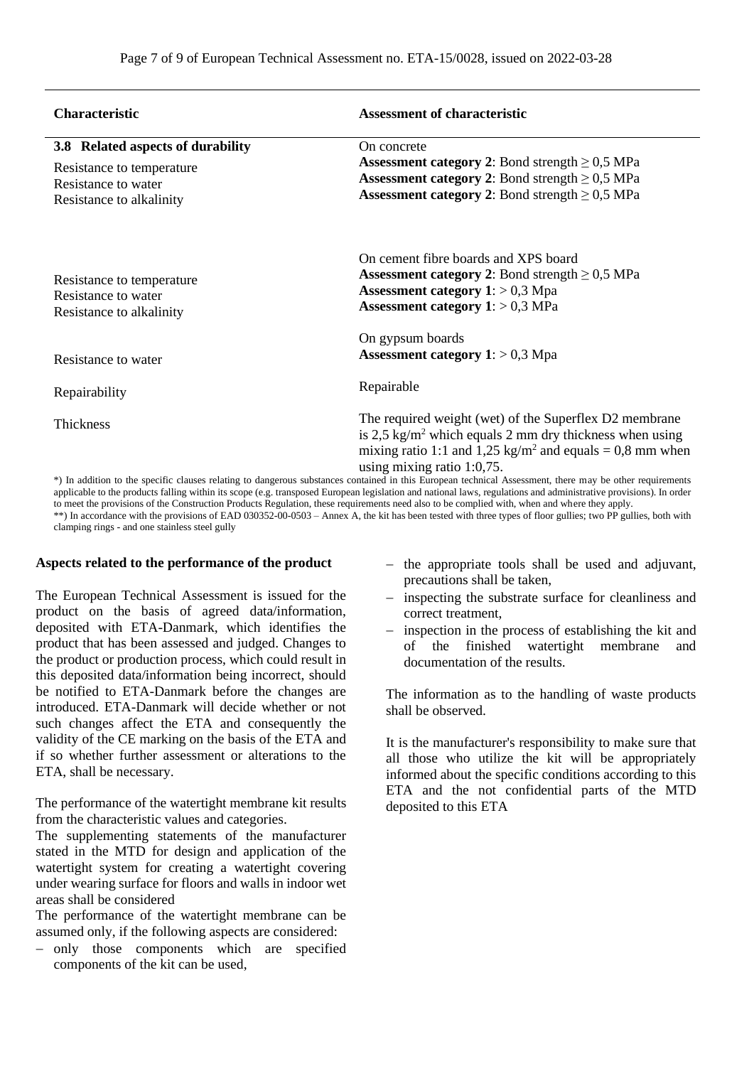| Characteristic | Assessment of characteristic |
|---|---|
| **3.8 Related aspects of durability** | On concrete |
| Resistance to temperature | **Assessment category 2**: Bond strength ≥ 0,5 MPa |
| Resistance to water | **Assessment category 2**: Bond strength ≥ 0,5 MPa |
| Resistance to alkalinity | **Assessment category 2**: Bond strength ≥ 0,5 MPa |
| | On cement fibre boards and XPS board |
| Resistance to temperature | **Assessment category 2**: Bond strength ≥ 0,5 MPa |
| Resistance to water | **Assessment category 1**: > 0,3 Mpa |
| Resistance to alkalinity | **Assessment category 1**: > 0,3 MPa |
| | On gypsum boards |
| Resistance to water | **Assessment category 1**: > 0,3 Mpa |
| Repairability | Repairable |
| Thickness | The required weight (wet) of the Superflex D2 membrane is 2,5 kg/m² which equals 2 mm dry thickness when using mixing ratio 1:1 and 1,25 kg/m² and equals = 0,8 mm when using mixing ratio 1:0,75. |

*) In addition to the specific clauses relating to dangerous substances contained in this European technical Assessment, there may be other requirements applicable to the products falling within its scope (e.g. transposed European legislation and national laws, regulations and administrative provisions). In order to meet the provisions of the Construction Products Regulation, these requirements need also to be complied with, when and where they apply.

**) In accordance with the provisions of EAD 030352-00-0503 – Annex A, the kit has been tested with three types of floor gullies; two PP gullies, both with clamping rings - and one stainless steel gully

**Aspects related to the performance of the product**

The European Technical Assessment is issued for the product on the basis of agreed data/information, deposited with ETA-Danmark, which identifies the product that has been assessed and judged. Changes to the product or production process, which could result in this deposited data/information being incorrect, should be notified to ETA-Danmark before the changes are introduced. ETA-Danmark will decide whether or not such changes affect the ETA and consequently the validity of the CE marking on the basis of the ETA and if so whether further assessment or alterations to the ETA, shall be necessary.

The performance of the watertight membrane kit results from the characteristic values and categories.

The supplementing statements of the manufacturer stated in the MTD for design and application of the watertight system for creating a watertight covering under wearing surface for floors and walls in indoor wet areas shall be considered

The performance of the watertight membrane can be assumed only, if the following aspects are considered:

- only those components which are specified components of the kit can be used,
- the appropriate tools shall be used and adjuvant, precautions shall be taken,
- inspecting the substrate surface for cleanliness and correct treatment,
- inspection in the process of establishing the kit and of the finished watertight membrane and documentation of the results.

The information as to the handling of waste products shall be observed.

It is the manufacturer's responsibility to make sure that all those who utilize the kit will be appropriately informed about the specific conditions according to this ETA and the not confidential parts of the MTD deposited to this ETA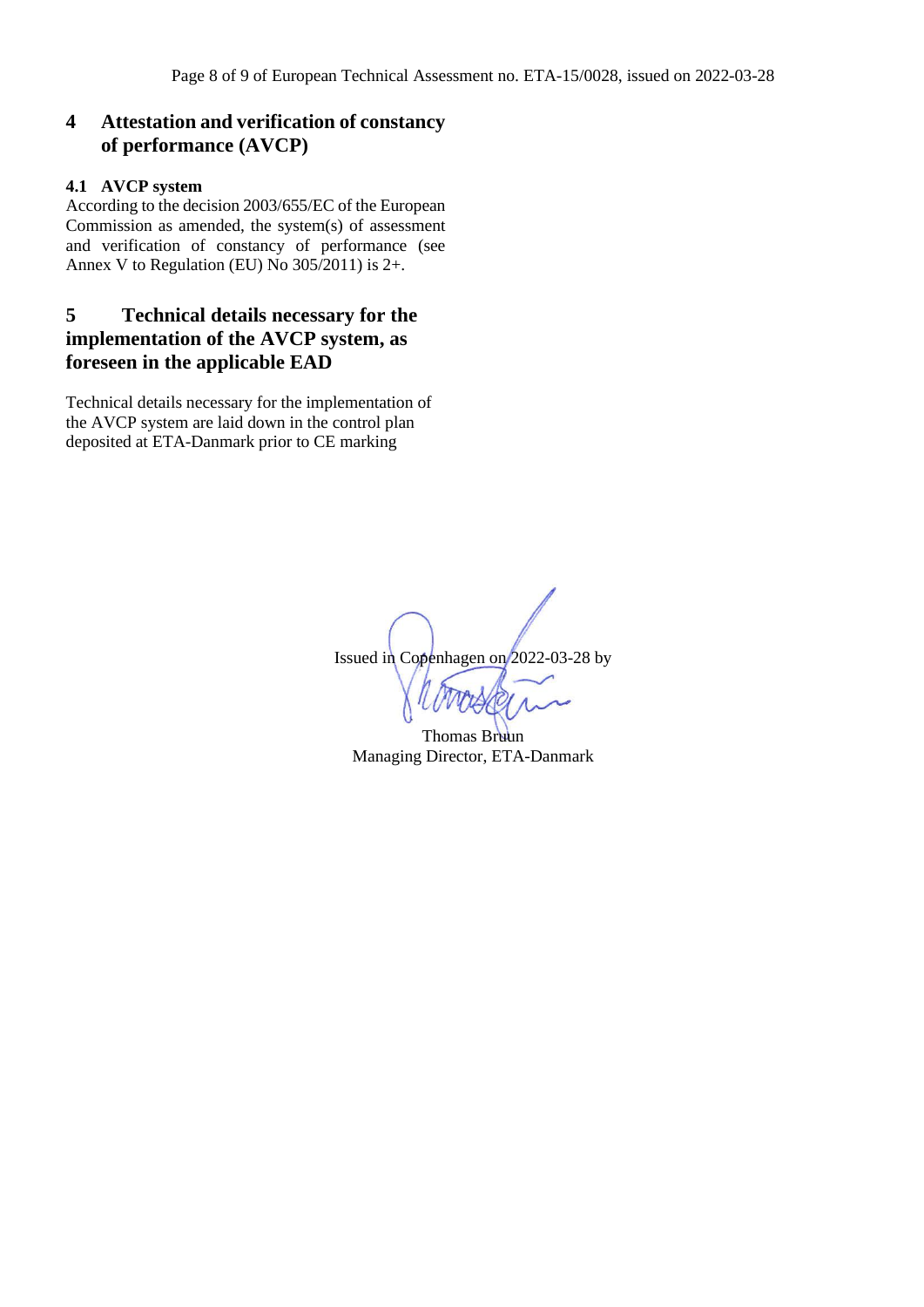## 4 Attestation and verification of constancy of performance (AVCP)

### 4.1 AVCP system

According to the decision 2003/655/EC of the European Commission as amended, the system(s) of assessment and verification of constancy of performance (see Annex V to Regulation (EU) No 305/2011) is 2+.

## 5 Technical details necessary for the implementation of the AVCP system, as foreseen in the applicable EAD

Technical details necessary for the implementation of the AVCP system are laid down in the control plan deposited at ETA-Danmark prior to CE marking

Issued in Copenhagen on 2022-03-28 by

Thomas Bruun
Managing Director, ETA-Danmark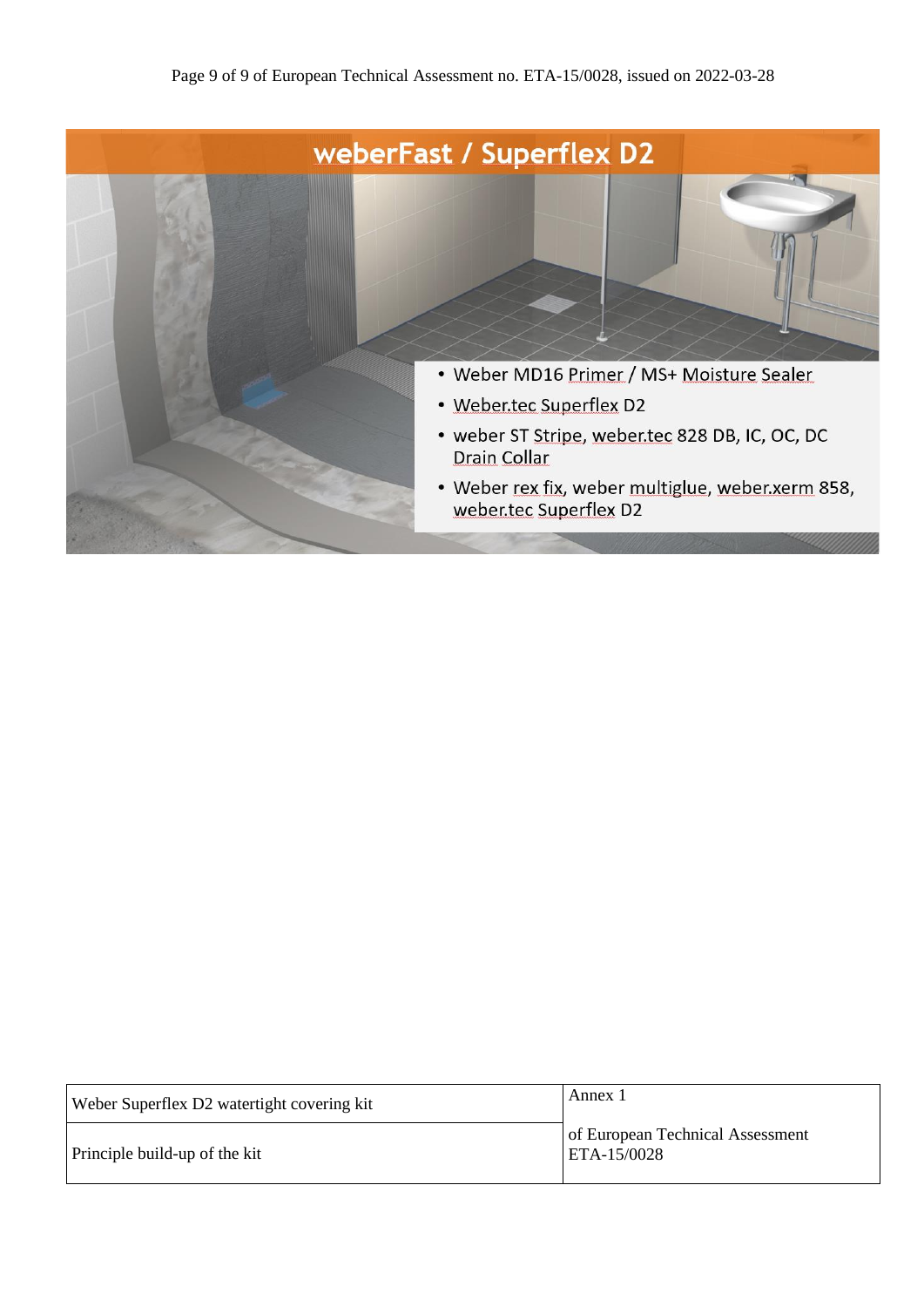## weberFast / Superflex D2

- Weber MD16 Primer / MS+ Moisture Sealer
- Weber.tec Superflex D2
- weber ST Stripe, weber.tec 828 DB, IC, OC, DC Drain Collar
- Weber rex fix, weber multiglue, weber.xerm 858, weber.tec Superflex D2

| | |
|---|---|
| Weber Superflex D2 watertight covering kit | Annex 1 |
| Principle build-up of the kit | of European Technical Assessment ETA-15/0028 |